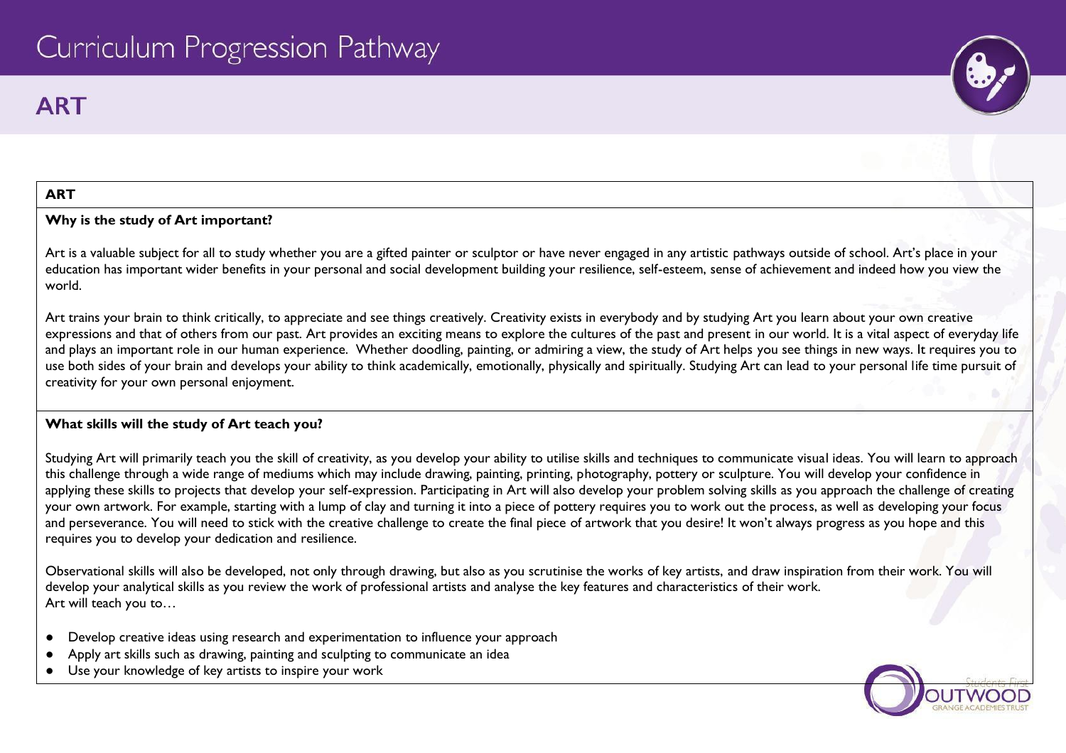# Curriculum Progression Pathway

## ART

### ART

**Why is the study of Art important?**

Art is a valuable subject for all to study whether you are a gifted painter or sculptor or have never engaged in any artistic pathways outside of school. Art's place in your education has important wider benefits in your personal and social development building your resilience, self-esteem, sense of achievement and indeed how you view the world.

Art trains your brain to think critically, to appreciate and see things creatively. Creativity exists in everybody and by studying Art you learn about your own creative expressions and that of others from our past. Art provides an exciting means to explore the cultures of the past and present in our world. It is a vital aspect of everyday life and plays an important role in our human experience. Whether doodling, painting, or admiring a view, the study of Art helps you see things in new ways. It requires you to use both sides of your brain and develops your ability to think academically, emotionally, physically and spiritually. Studying Art can lead to your personal life time pursuit of creativity for your own personal enjoyment.

**What skills will the study of Art teach you?**

Studying Art will primarily teach you the skill of creativity, as you develop your ability to utilise skills and techniques to communicate visual ideas. You will learn to approach this challenge through a wide range of mediums which may include drawing, painting, printing, photography, pottery or sculpture. You will develop your confidence in applying these skills to projects that develop your self-expression. Participating in Art will also develop your problem solving skills as you approach the challenge of creating your own artwork. For example, starting with a lump of clay and turning it into a piece of pottery requires you to work out the process, as well as developing your focus and perseverance. You will need to stick with the creative challenge to create the final piece of artwork that you desire! It won't always progress as you hope and this requires you to develop your dedication and resilience.

Observational skills will also be developed, not only through drawing, but also as you scrutinise the works of key artists, and draw inspiration from their work. You will develop your analytical skills as you review the work of professional artists and analyse the key features and characteristics of their work.
Art will teach you to…

- Develop creative ideas using research and experimentation to influence your approach
- Apply art skills such as drawing, painting and sculpting to communicate an idea
- Use your knowledge of key artists to inspire your work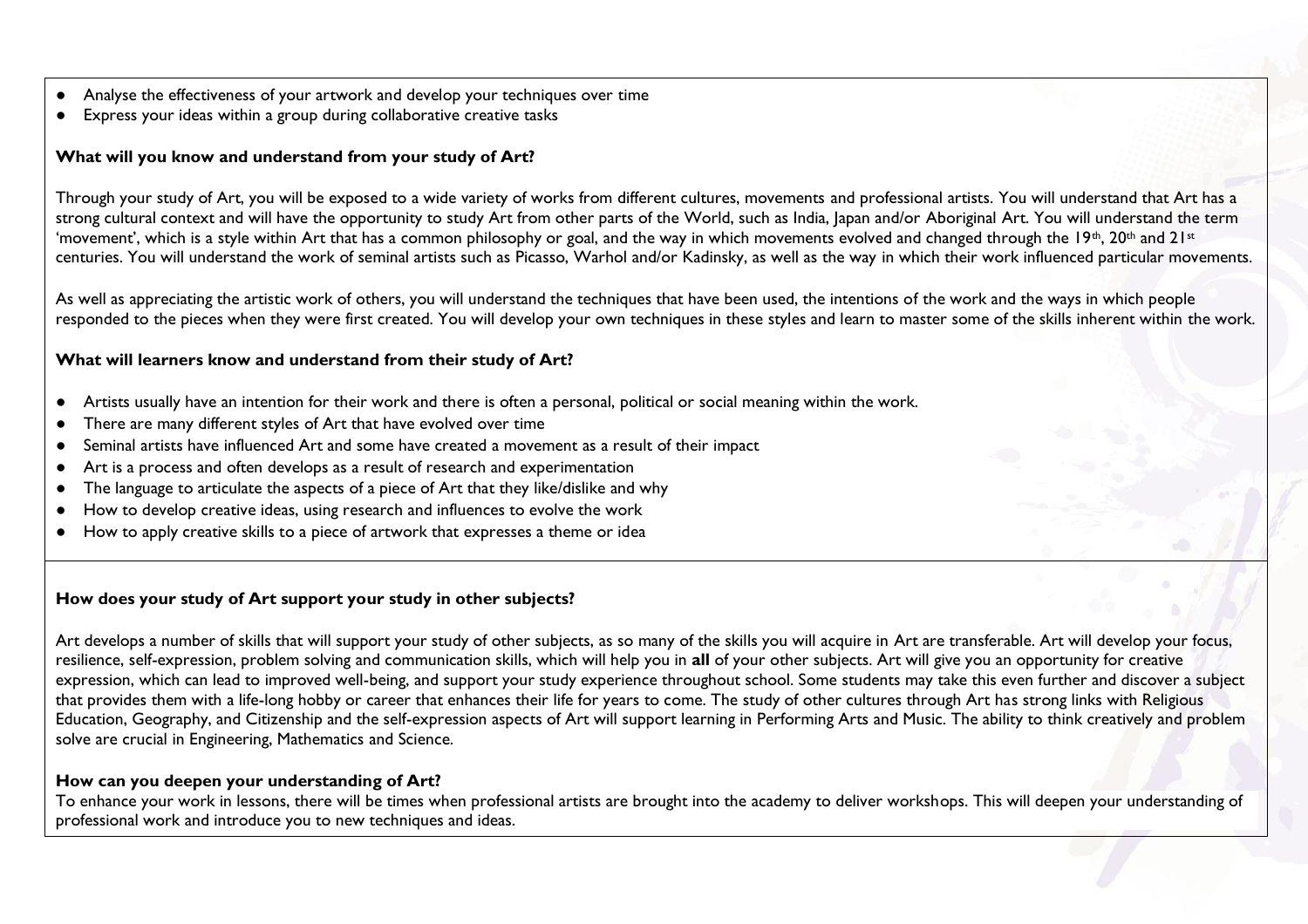- Analyse the effectiveness of your artwork and develop your techniques over time
- Express your ideas within a group during collaborative creative tasks

**What will you know and understand from your study of Art?**

Through your study of Art, you will be exposed to a wide variety of works from different cultures, movements and professional artists. You will understand that Art has a strong cultural context and will have the opportunity to study Art from other parts of the World, such as India, Japan and/or Aboriginal Art. You will understand the term 'movement', which is a style within Art that has a common philosophy or goal, and the way in which movements evolved and changed through the 19th, 20th and 21st centuries. You will understand the work of seminal artists such as Picasso, Warhol and/or Kadinsky, as well as the way in which their work influenced particular movements.

As well as appreciating the artistic work of others, you will understand the techniques that have been used, the intentions of the work and the ways in which people responded to the pieces when they were first created. You will develop your own techniques in these styles and learn to master some of the skills inherent within the work.

**What will learners know and understand from their study of Art?**

- Artists usually have an intention for their work and there is often a personal, political or social meaning within the work.
- There are many different styles of Art that have evolved over time
- Seminal artists have influenced Art and some have created a movement as a result of their impact
- Art is a process and often develops as a result of research and experimentation
- The language to articulate the aspects of a piece of Art that they like/dislike and why
- How to develop creative ideas, using research and influences to evolve the work
- How to apply creative skills to a piece of artwork that expresses a theme or idea

**How does your study of Art support your study in other subjects?**

Art develops a number of skills that will support your study of other subjects, as so many of the skills you will acquire in Art are transferable. Art will develop your focus, resilience, self-expression, problem solving and communication skills, which will help you in **all** of your other subjects. Art will give you an opportunity for creative expression, which can lead to improved well-being, and support your study experience throughout school. Some students may take this even further and discover a subject that provides them with a life-long hobby or career that enhances their life for years to come. The study of other cultures through Art has strong links with Religious Education, Geography, and Citizenship and the self-expression aspects of Art will support learning in Performing Arts and Music. The ability to think creatively and problem solve are crucial in Engineering, Mathematics and Science.

**How can you deepen your understanding of Art?**

To enhance your work in lessons, there will be times when professional artists are brought into the academy to deliver workshops. This will deepen your understanding of professional work and introduce you to new techniques and ideas.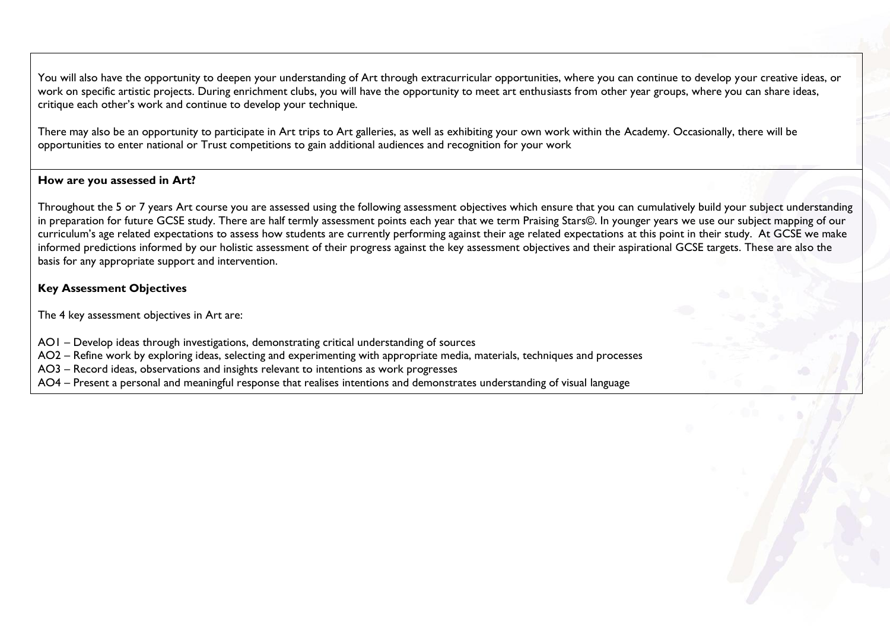You will also have the opportunity to deepen your understanding of Art through extracurricular opportunities, where you can continue to develop your creative ideas, or work on specific artistic projects. During enrichment clubs, you will have the opportunity to meet art enthusiasts from other year groups, where you can share ideas, critique each other's work and continue to develop your technique.

There may also be an opportunity to participate in Art trips to Art galleries, as well as exhibiting your own work within the Academy. Occasionally, there will be opportunities to enter national or Trust competitions to gain additional audiences and recognition for your work

**How are you assessed in Art?**

Throughout the 5 or 7 years Art course you are assessed using the following assessment objectives which ensure that you can cumulatively build your subject understanding in preparation for future GCSE study. There are half termly assessment points each year that we term Praising Stars©. In younger years we use our subject mapping of our curriculum's age related expectations to assess how students are currently performing against their age related expectations at this point in their study. At GCSE we make informed predictions informed by our holistic assessment of their progress against the key assessment objectives and their aspirational GCSE targets. These are also the basis for any appropriate support and intervention.

**Key Assessment Objectives**

The 4 key assessment objectives in Art are:

AO1 – Develop ideas through investigations, demonstrating critical understanding of sources
AO2 – Refine work by exploring ideas, selecting and experimenting with appropriate media, materials, techniques and processes
AO3 – Record ideas, observations and insights relevant to intentions as work progresses
AO4 – Present a personal and meaningful response that realises intentions and demonstrates understanding of visual language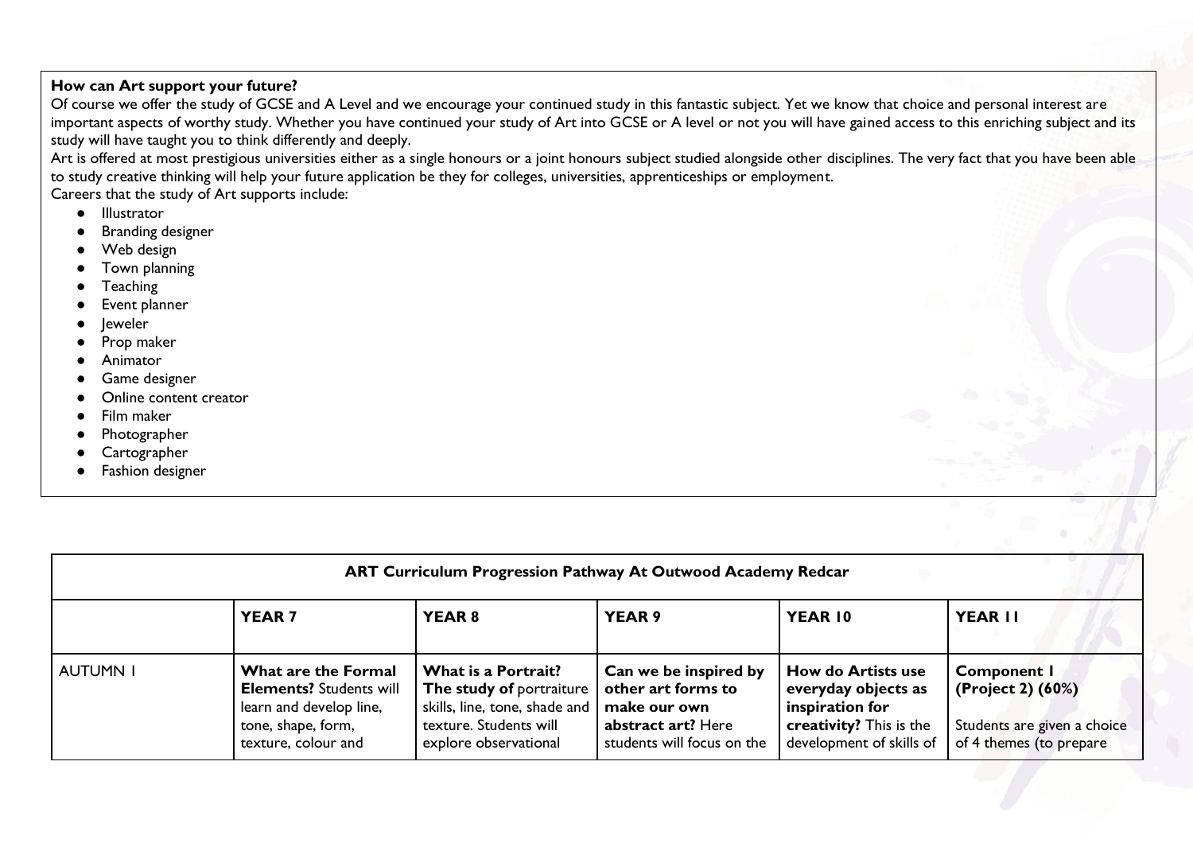**How can Art support your future?**

Of course we offer the study of GCSE and A Level and we encourage your continued study in this fantastic subject. Yet we know that choice and personal interest are important aspects of worthy study. Whether you have continued your study of Art into GCSE or A level or not you will have gained access to this enriching subject and its study will have taught you to think differently and deeply.

Art is offered at most prestigious universities either as a single honours or a joint honours subject studied alongside other disciplines. The very fact that you have been able to study creative thinking will help your future application be they for colleges, universities, apprenticeships or employment.

Careers that the study of Art supports include:

- Illustrator
- Branding designer
- Web design
- Town planning
- Teaching
- Event planner
- Jeweler
- Prop maker
- Animator
- Game designer
- Online content creator
- Film maker
- Photographer
- Cartographer
- Fashion designer

| ART Curriculum Progression Pathway At Outwood Academy Redcar | | | | | |
|---|---|---|---|---|---|
| | **YEAR 7** | **YEAR 8** | **YEAR 9** | **YEAR 10** | **YEAR 11** |
| AUTUMN 1 | **What are the Formal Elements?** Students will learn and develop line, tone, shape, form, texture, colour and | **What is a Portrait? The study of** portraiture skills, line, tone, shade and texture. Students will explore observational | **Can we be inspired by other art forms to make our own abstract art?** Here students will focus on the | **How do Artists use everyday objects as inspiration for creativity?** This is the development of skills of | **Component 1 (Project 2) (60%)** Students are given a choice of 4 themes (to prepare |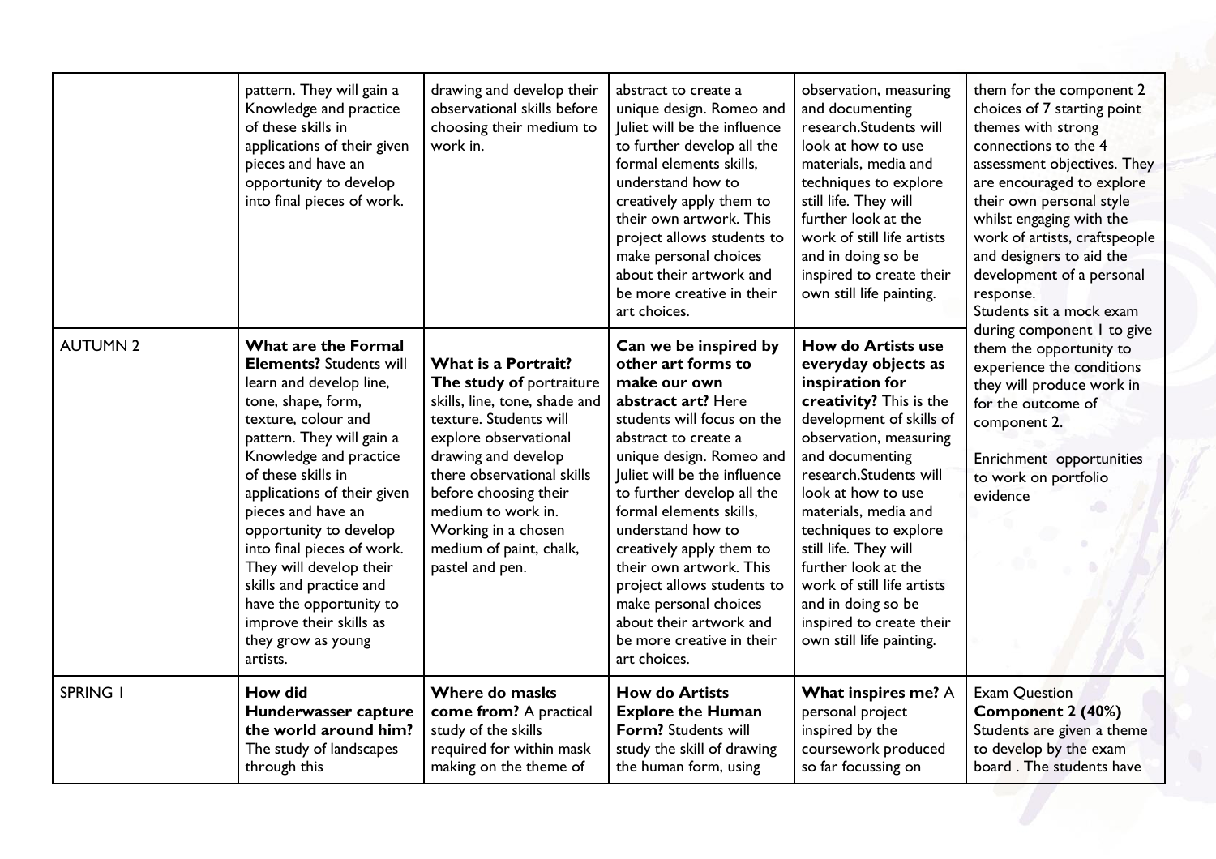| | | | | | |
|---|---|---|---|---|---|
| | pattern. They will gain a Knowledge and practice of these skills in applications of their given pieces and have an opportunity to develop into final pieces of work. | drawing and develop their observational skills before choosing their medium to work in. | abstract to create a unique design. Romeo and Juliet will be the influence to further develop all the formal elements skills, understand how to creatively apply them to their own artwork. This project allows students to make personal choices about their artwork and be more creative in their art choices. | observation, measuring and documenting research.Students will look at how to use materials, media and techniques to explore still life. They will further look at the work of still life artists and in doing so be inspired to create their own still life painting. | them for the component 2 choices of 7 starting point themes with strong connections to the 4 assessment objectives. They are encouraged to explore their own personal style whilst engaging with the work of artists, craftspeople and designers to aid the development of a personal response.<br>Students sit a mock exam during component 1 to give them the opportunity to experience the conditions they will produce work in for the outcome of component 2.<br><br>Enrichment opportunities to work on portfolio evidence |
| AUTUMN 2 | **What are the Formal Elements?** Students will learn and develop line, tone, shape, form, texture, colour and pattern. They will gain a Knowledge and practice of these skills in applications of their given pieces and have an opportunity to develop into final pieces of work. They will develop their skills and practice and have the opportunity to improve their skills as they grow as young artists. | **What is a Portrait? The study of** portraiture skills, line, tone, shade and texture. Students will explore observational drawing and develop there observational skills before choosing their medium to work in. Working in a chosen medium of paint, chalk, pastel and pen. | **Can we be inspired by other art forms to make our own abstract art?** Here students will focus on the abstract to create a unique design. Romeo and Juliet will be the influence to further develop all the formal elements skills, understand how to creatively apply them to their own artwork. This project allows students to make personal choices about their artwork and be more creative in their art choices. | **How do Artists use everyday objects as inspiration for creativity?** This is the development of skills of observation, measuring and documenting research.Students will look at how to use materials, media and techniques to explore still life. They will further look at the work of still life artists and in doing so be inspired to create their own still life painting. | |
| SPRING 1 | **How did Hunderwasser capture the world around him?** The study of landscapes through this | **Where do masks come from?** A practical study of the skills required for within mask making on the theme of | **How do Artists Explore the Human Form?** Students will study the skill of drawing the human form, using | **What inspires me?** A personal project inspired by the coursework produced so far focussing on | Exam Question **Component 2 (40%)** Students are given a theme to develop by the exam board . The students have |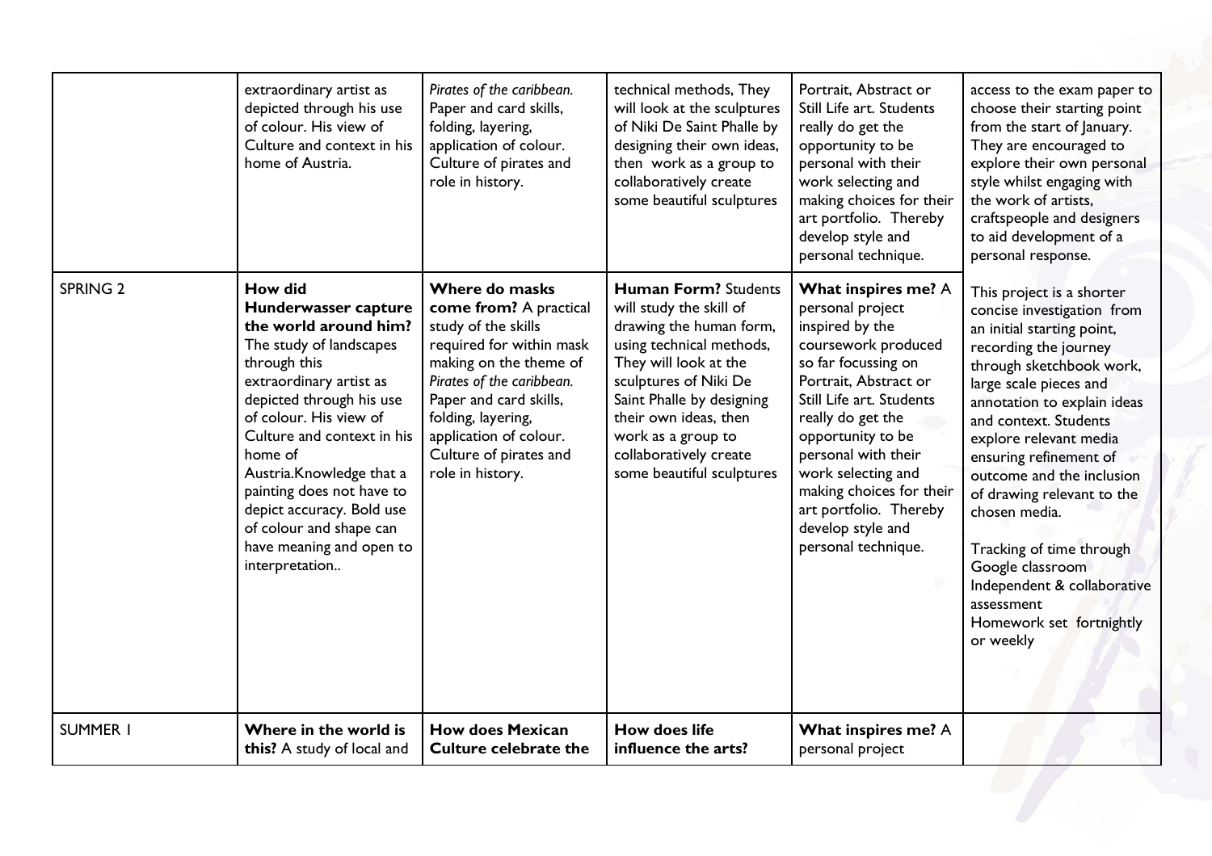| | | | | | |
|---|---|---|---|---|---|
| | extraordinary artist as depicted through his use of colour. His view of Culture and context in his home of Austria. | *Pirates of the caribbean.* Paper and card skills, folding, layering, application of colour. Culture of pirates and role in history. | technical methods, They will look at the sculptures of Niki De Saint Phalle by designing their own ideas, then work as a group to collaboratively create some beautiful sculptures | Portrait, Abstract or Still Life art. Students really do get the opportunity to be personal with their work selecting and making choices for their art portfolio. Thereby develop style and personal technique. | access to the exam paper to choose their starting point from the start of January. They are encouraged to explore their own personal style whilst engaging with the work of artists, craftspeople and designers to aid development of a personal response. |
| SPRING 2 | **How did Hunderwasser capture the world around him?** The study of landscapes through this extraordinary artist as depicted through his use of colour. His view of Culture and context in his home of Austria.Knowledge that a painting does not have to depict accuracy. Bold use of colour and shape can have meaning and open to interpretation.. | **Where do masks come from?** A practical study of the skills required for within mask making on the theme of *Pirates of the caribbean.* Paper and card skills, folding, layering, application of colour. Culture of pirates and role in history. | **Human Form?** Students will study the skill of drawing the human form, using technical methods, They will look at the sculptures of Niki De Saint Phalle by designing their own ideas, then work as a group to collaboratively create some beautiful sculptures | **What inspires me?** A personal project inspired by the coursework produced so far focussing on Portrait, Abstract or Still Life art. Students really do get the opportunity to be personal with their work selecting and making choices for their art portfolio. Thereby develop style and personal technique. | This project is a shorter concise investigation from an initial starting point, recording the journey through sketchbook work, large scale pieces and annotation to explain ideas and context. Students explore relevant media ensuring refinement of outcome and the inclusion of drawing relevant to the chosen media.<br><br>Tracking of time through Google classroom<br>Independent & collaborative assessment<br>Homework set fortnightly or weekly |
| SUMMER 1 | **Where in the world is this?** A study of local and | **How does Mexican Culture celebrate the** | **How does life influence the arts?** | **What inspires me?** A personal project | |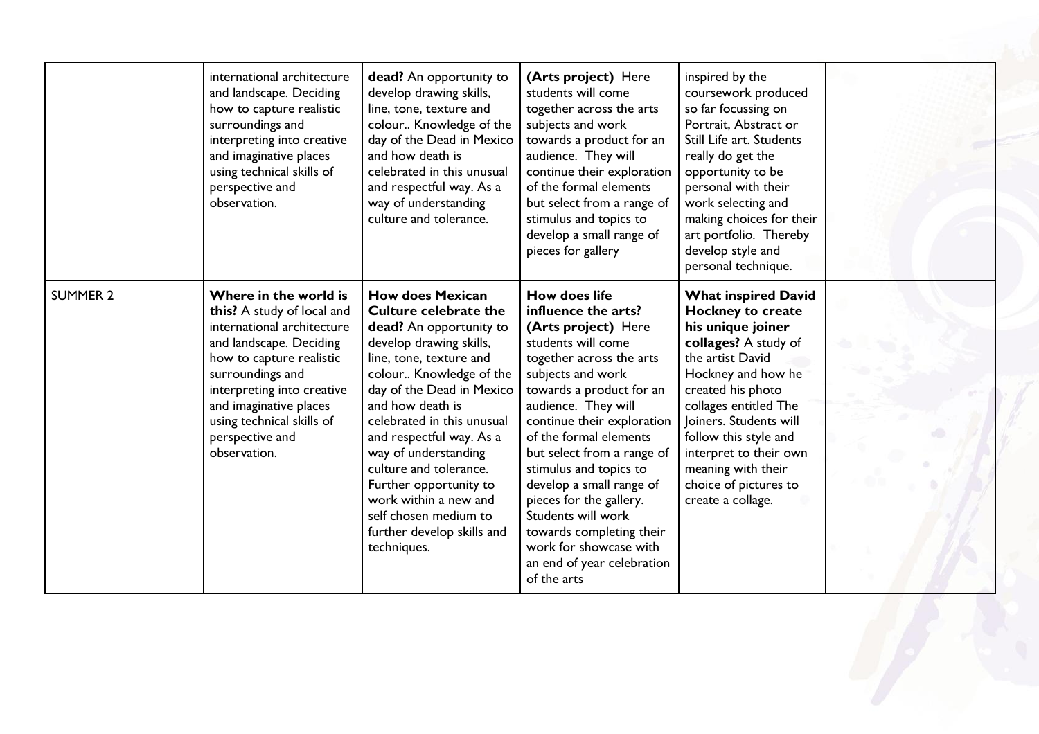| | | | | | |
|---|---|---|---|---|---|
| | international architecture and landscape. Deciding how to capture realistic surroundings and interpreting into creative and imaginative places using technical skills of perspective and observation. | **dead?** An opportunity to develop drawing skills, line, tone, texture and colour.. Knowledge of the day of the Dead in Mexico and how death is celebrated in this unusual and respectful way. As a way of understanding culture and tolerance. | **(Arts project)** Here students will come together across the arts subjects and work towards a product for an audience. They will continue their exploration of the formal elements but select from a range of stimulus and topics to develop a small range of pieces for gallery | inspired by the coursework produced so far focussing on Portrait, Abstract or Still Life art. Students really do get the opportunity to be personal with their work selecting and making choices for their art portfolio. Thereby develop style and personal technique. | |
| SUMMER 2 | **Where in the world is this?** A study of local and international architecture and landscape. Deciding how to capture realistic surroundings and interpreting into creative and imaginative places using technical skills of perspective and observation. | **How does Mexican Culture celebrate the dead?** An opportunity to develop drawing skills, line, tone, texture and colour.. Knowledge of the day of the Dead in Mexico and how death is celebrated in this unusual and respectful way. As a way of understanding culture and tolerance. Further opportunity to work within a new and self chosen medium to further develop skills and techniques. | **How does life influence the arts? (Arts project)** Here students will come together across the arts subjects and work towards a product for an audience. They will continue their exploration of the formal elements but select from a range of stimulus and topics to develop a small range of pieces for the gallery. Students will work towards completing their work for showcase with an end of year celebration of the arts | **What inspired David Hockney to create his unique joiner collages?** A study of the artist David Hockney and how he created his photo collages entitled The Joiners. Students will follow this style and interpret to their own meaning with their choice of pictures to create a collage. | |